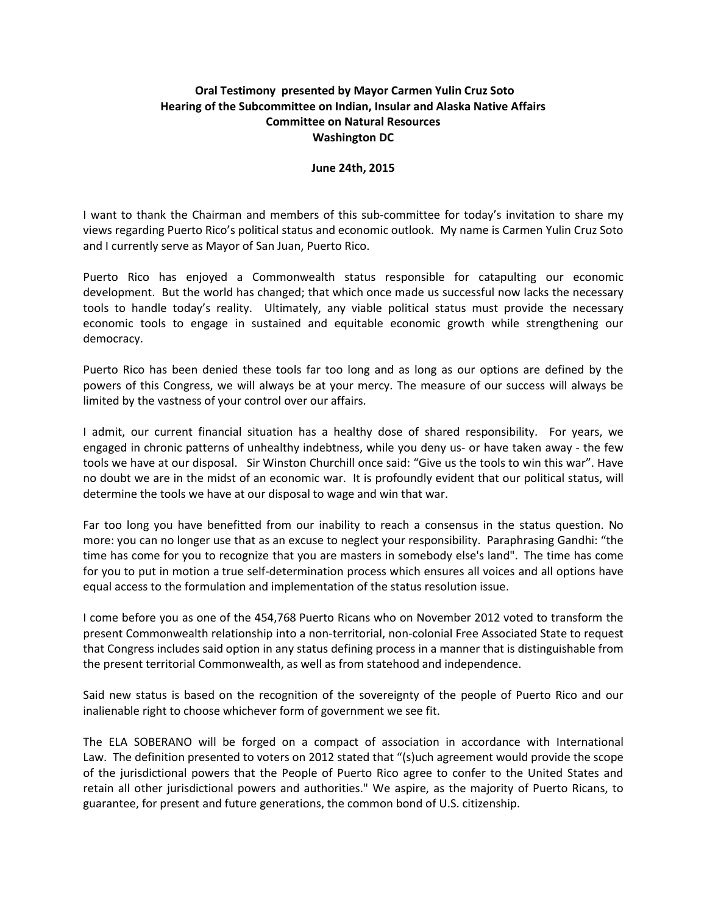**Oral Testimony presented by Mayor Carmen Yulin Cruz Soto**
**Hearing of the Subcommittee on Indian, Insular and Alaska Native Affairs**
**Committee on Natural Resources**
**Washington DC**

**June 24th, 2015**

I want to thank the Chairman and members of this sub-committee for today's invitation to share my views regarding Puerto Rico's political status and economic outlook. My name is Carmen Yulin Cruz Soto and I currently serve as Mayor of San Juan, Puerto Rico.

Puerto Rico has enjoyed a Commonwealth status responsible for catapulting our economic development. But the world has changed; that which once made us successful now lacks the necessary tools to handle today's reality. Ultimately, any viable political status must provide the necessary economic tools to engage in sustained and equitable economic growth while strengthening our democracy.

Puerto Rico has been denied these tools far too long and as long as our options are defined by the powers of this Congress, we will always be at your mercy. The measure of our success will always be limited by the vastness of your control over our affairs.

I admit, our current financial situation has a healthy dose of shared responsibility. For years, we engaged in chronic patterns of unhealthy indebtness, while you deny us- or have taken away - the few tools we have at our disposal. Sir Winston Churchill once said: "Give us the tools to win this war". Have no doubt we are in the midst of an economic war. It is profoundly evident that our political status, will determine the tools we have at our disposal to wage and win that war.

Far too long you have benefitted from our inability to reach a consensus in the status question. No more: you can no longer use that as an excuse to neglect your responsibility. Paraphrasing Gandhi: "the time has come for you to recognize that you are masters in somebody else's land". The time has come for you to put in motion a true self-determination process which ensures all voices and all options have equal access to the formulation and implementation of the status resolution issue.

I come before you as one of the 454,768 Puerto Ricans who on November 2012 voted to transform the present Commonwealth relationship into a non-territorial, non-colonial Free Associated State to request that Congress includes said option in any status defining process in a manner that is distinguishable from the present territorial Commonwealth, as well as from statehood and independence.

Said new status is based on the recognition of the sovereignty of the people of Puerto Rico and our inalienable right to choose whichever form of government we see fit.

The ELA SOBERANO will be forged on a compact of association in accordance with International Law. The definition presented to voters on 2012 stated that "(s)uch agreement would provide the scope of the jurisdictional powers that the People of Puerto Rico agree to confer to the United States and retain all other jurisdictional powers and authorities." We aspire, as the majority of Puerto Ricans, to guarantee, for present and future generations, the common bond of U.S. citizenship.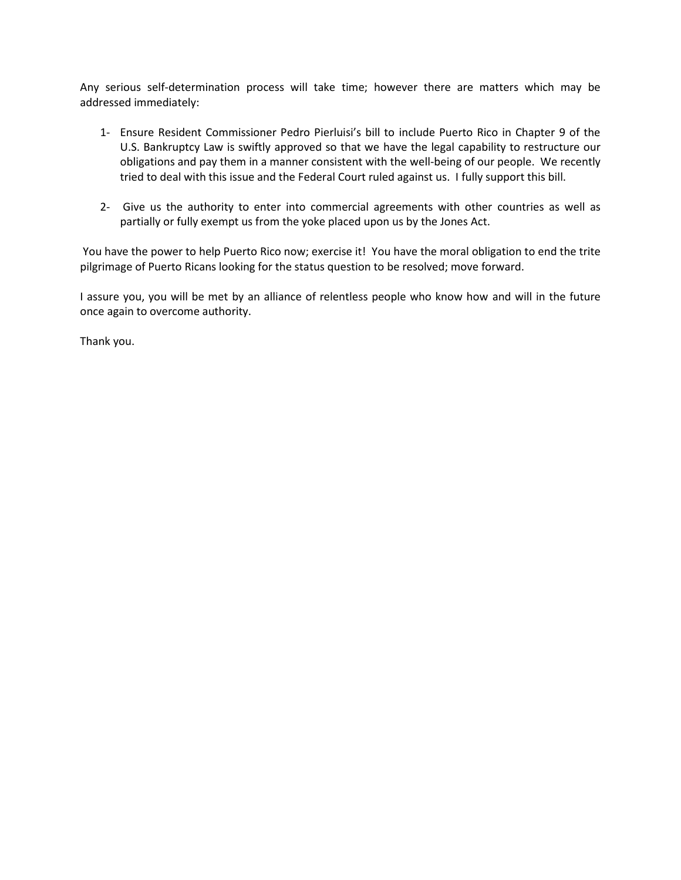Any serious self-determination process will take time; however there are matters which may be addressed immediately:

1- Ensure Resident Commissioner Pedro Pierluisi's bill to include Puerto Rico in Chapter 9 of the U.S. Bankruptcy Law is swiftly approved so that we have the legal capability to restructure our obligations and pay them in a manner consistent with the well-being of our people. We recently tried to deal with this issue and the Federal Court ruled against us. I fully support this bill.

2- Give us the authority to enter into commercial agreements with other countries as well as partially or fully exempt us from the yoke placed upon us by the Jones Act.

You have the power to help Puerto Rico now; exercise it! You have the moral obligation to end the trite pilgrimage of Puerto Ricans looking for the status question to be resolved; move forward.

I assure you, you will be met by an alliance of relentless people who know how and will in the future once again to overcome authority.

Thank you.